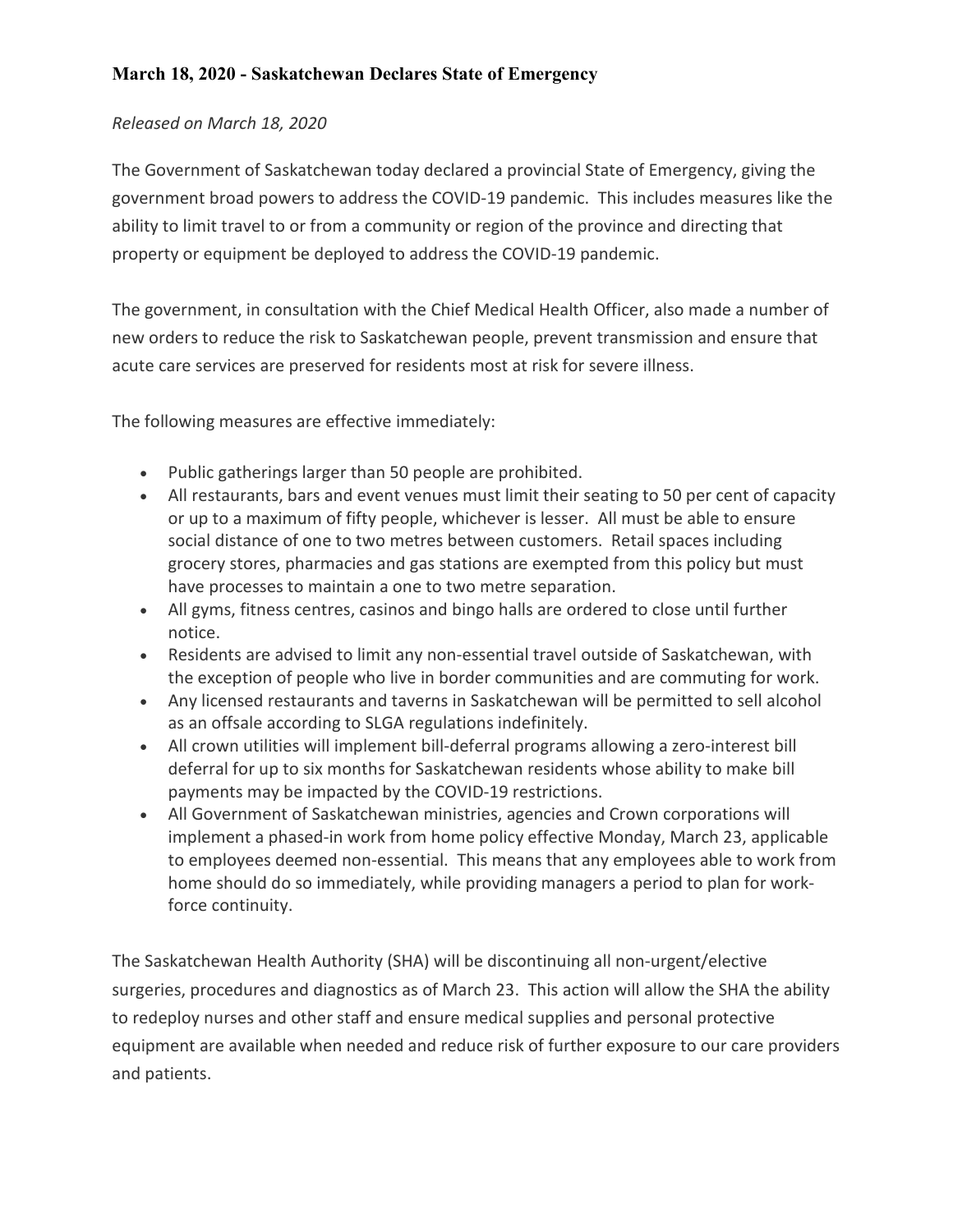### March 18, 2020 - Saskatchewan Declares State of Emergency

*Released on March 18, 2020*

The Government of Saskatchewan today declared a provincial State of Emergency, giving the government broad powers to address the COVID-19 pandemic. This includes measures like the ability to limit travel to or from a community or region of the province and directing that property or equipment be deployed to address the COVID-19 pandemic.

The government, in consultation with the Chief Medical Health Officer, also made a number of new orders to reduce the risk to Saskatchewan people, prevent transmission and ensure that acute care services are preserved for residents most at risk for severe illness.

The following measures are effective immediately:

- Public gatherings larger than 50 people are prohibited.
- All restaurants, bars and event venues must limit their seating to 50 per cent of capacity or up to a maximum of fifty people, whichever is lesser. All must be able to ensure social distance of one to two metres between customers. Retail spaces including grocery stores, pharmacies and gas stations are exempted from this policy but must have processes to maintain a one to two metre separation.
- All gyms, fitness centres, casinos and bingo halls are ordered to close until further notice.
- Residents are advised to limit any non-essential travel outside of Saskatchewan, with the exception of people who live in border communities and are commuting for work.
- Any licensed restaurants and taverns in Saskatchewan will be permitted to sell alcohol as an offsale according to SLGA regulations indefinitely.
- All crown utilities will implement bill-deferral programs allowing a zero-interest bill deferral for up to six months for Saskatchewan residents whose ability to make bill payments may be impacted by the COVID-19 restrictions.
- All Government of Saskatchewan ministries, agencies and Crown corporations will implement a phased-in work from home policy effective Monday, March 23, applicable to employees deemed non-essential. This means that any employees able to work from home should do so immediately, while providing managers a period to plan for work-force continuity.

The Saskatchewan Health Authority (SHA) will be discontinuing all non-urgent/elective surgeries, procedures and diagnostics as of March 23. This action will allow the SHA the ability to redeploy nurses and other staff and ensure medical supplies and personal protective equipment are available when needed and reduce risk of further exposure to our care providers and patients.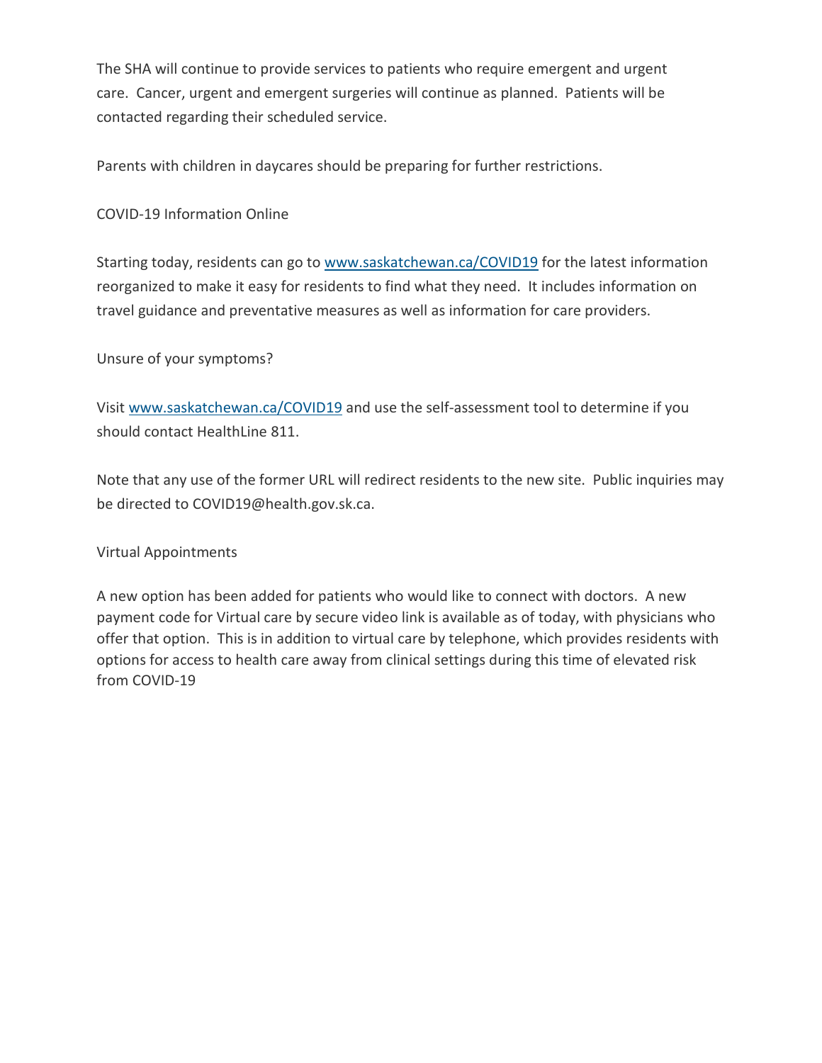The SHA will continue to provide services to patients who require emergent and urgent care. Cancer, urgent and emergent surgeries will continue as planned. Patients will be contacted regarding their scheduled service.

Parents with children in daycares should be preparing for further restrictions.

## COVID-19 Information Online

Starting today, residents can go to [www.saskatchewan.ca/COVID19](www.saskatchewan.ca/COVID19) for the latest information reorganized to make it easy for residents to find what they need. It includes information on travel guidance and preventative measures as well as information for care providers.

## Unsure of your symptoms?

Visit [www.saskatchewan.ca/COVID19](www.saskatchewan.ca/COVID19) and use the self-assessment tool to determine if you should contact HealthLine 811.

Note that any use of the former URL will redirect residents to the new site. Public inquiries may be directed to COVID19@health.gov.sk.ca.

## Virtual Appointments

A new option has been added for patients who would like to connect with doctors. A new payment code for Virtual care by secure video link is available as of today, with physicians who offer that option. This is in addition to virtual care by telephone, which provides residents with options for access to health care away from clinical settings during this time of elevated risk from COVID-19